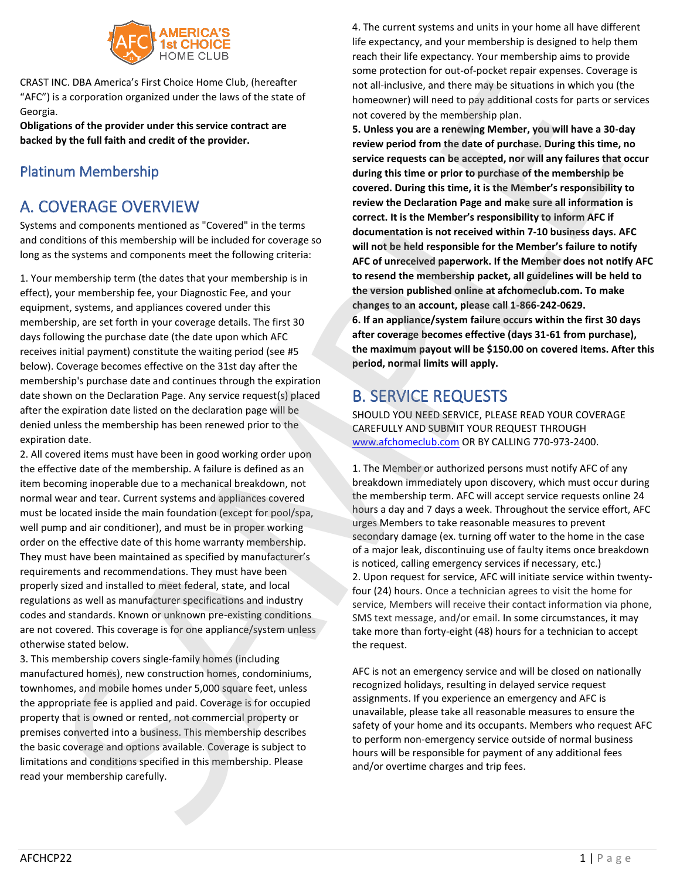AMERICA'S 1st CHOICE HOME CLUB

CRAST INC. DBA America's First Choice Home Club, (hereafter "AFC") is a corporation organized under the laws of the state of Georgia.

**Obligations of the provider under this service contract are backed by the full faith and credit of the provider.**

## Platinum Membership

## A. COVERAGE OVERVIEW

Systems and components mentioned as "Covered" in the terms and conditions of this membership will be included for coverage so long as the systems and components meet the following criteria:

1. Your membership term (the dates that your membership is in effect), your membership fee, your Diagnostic Fee, and your equipment, systems, and appliances covered under this membership, are set forth in your coverage details. The first 30 days following the purchase date (the date upon which AFC receives initial payment) constitute the waiting period (see #5 below). Coverage becomes effective on the 31st day after the membership's purchase date and continues through the expiration date shown on the Declaration Page. Any service request(s) placed after the expiration date listed on the declaration page will be denied unless the membership has been renewed prior to the expiration date.
2. All covered items must have been in good working order upon the effective date of the membership. A failure is defined as an item becoming inoperable due to a mechanical breakdown, not normal wear and tear. Current systems and appliances covered must be located inside the main foundation (except for pool/spa, well pump and air conditioner), and must be in proper working order on the effective date of this home warranty membership. They must have been maintained as specified by manufacturer's requirements and recommendations. They must have been properly sized and installed to meet federal, state, and local regulations as well as manufacturer specifications and industry codes and standards. Known or unknown pre-existing conditions are not covered. This coverage is for one appliance/system unless otherwise stated below.
3. This membership covers single-family homes (including manufactured homes), new construction homes, condominiums, townhomes, and mobile homes under 5,000 square feet, unless the appropriate fee is applied and paid. Coverage is for occupied property that is owned or rented, not commercial property or premises converted into a business. This membership describes the basic coverage and options available. Coverage is subject to limitations and conditions specified in this membership. Please read your membership carefully.
4. The current systems and units in your home all have different life expectancy, and your membership is designed to help them reach their life expectancy. Your membership aims to provide some protection for out-of-pocket repair expenses. Coverage is not all-inclusive, and there may be situations in which you (the homeowner) will need to pay additional costs for parts or services not covered by the membership plan.
5. **Unless you are a renewing Member, you will have a 30-day review period from the date of purchase. During this time, no service requests can be accepted, nor will any failures that occur during this time or prior to purchase of the membership be covered. During this time, it is the Member's responsibility to review the Declaration Page and make sure all information is correct. It is the Member's responsibility to inform AFC if documentation is not received within 7-10 business days. AFC will not be held responsible for the Member's failure to notify AFC of unreceived paperwork. If the Member does not notify AFC to resend the membership packet, all guidelines will be held to the version published online at afchomeclub.com. To make changes to an account, please call 1-866-242-0629.**
6. **If an appliance/system failure occurs within the first 30 days after coverage becomes effective (days 31-61 from purchase), the maximum payout will be $150.00 on covered items. After this period, normal limits will apply.**

## B. SERVICE REQUESTS

SHOULD YOU NEED SERVICE, PLEASE READ YOUR COVERAGE CAREFULLY AND SUBMIT YOUR REQUEST THROUGH www.afchomeclub.com OR BY CALLING 770-973-2400.

1. The Member or authorized persons must notify AFC of any breakdown immediately upon discovery, which must occur during the membership term. AFC will accept service requests online 24 hours a day and 7 days a week. Throughout the service effort, AFC urges Members to take reasonable measures to prevent secondary damage (ex. turning off water to the home in the case of a major leak, discontinuing use of faulty items once breakdown is noticed, calling emergency services if necessary, etc.)
2. Upon request for service, AFC will initiate service within twenty-four (24) hours. Once a technician agrees to visit the home for service, Members will receive their contact information via phone, SMS text message, and/or email. In some circumstances, it may take more than forty-eight (48) hours for a technician to accept the request.

AFC is not an emergency service and will be closed on nationally recognized holidays, resulting in delayed service request assignments. If you experience an emergency and AFC is unavailable, please take all reasonable measures to ensure the safety of your home and its occupants. Members who request AFC to perform non-emergency service outside of normal business hours will be responsible for payment of any additional fees and/or overtime charges and trip fees.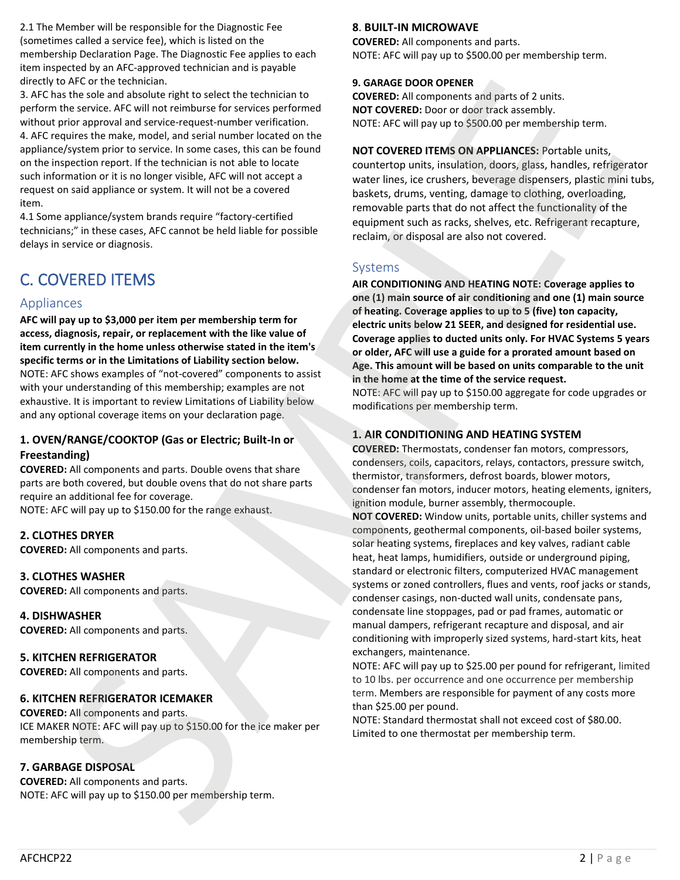2.1 The Member will be responsible for the Diagnostic Fee (sometimes called a service fee), which is listed on the membership Declaration Page. The Diagnostic Fee applies to each item inspected by an AFC-approved technician and is payable directly to AFC or the technician.

3. AFC has the sole and absolute right to select the technician to perform the service. AFC will not reimburse for services performed without prior approval and service-request-number verification.

4. AFC requires the make, model, and serial number located on the appliance/system prior to service. In some cases, this can be found on the inspection report. If the technician is not able to locate such information or it is no longer visible, AFC will not accept a request on said appliance or system. It will not be a covered item.

4.1 Some appliance/system brands require "factory-certified technicians;" in these cases, AFC cannot be held liable for possible delays in service or diagnosis.

# C. COVERED ITEMS

## Appliances

**AFC will pay up to $3,000 per item per membership term for access, diagnosis, repair, or replacement with the like value of item currently in the home unless otherwise stated in the item's specific terms or in the Limitations of Liability section below.**

NOTE: AFC shows examples of "not-covered" components to assist with your understanding of this membership; examples are not exhaustive. It is important to review Limitations of Liability below and any optional coverage items on your declaration page.

### 1. OVEN/RANGE/COOKTOP (Gas or Electric; Built-In or Freestanding)

**COVERED:** All components and parts. Double ovens that share parts are both covered, but double ovens that do not share parts require an additional fee for coverage.

NOTE: AFC will pay up to $150.00 for the range exhaust.

### 2. CLOTHES DRYER

**COVERED:** All components and parts.

### 3. CLOTHES WASHER

**COVERED:** All components and parts.

### 4. DISHWASHER

**COVERED:** All components and parts.

### 5. KITCHEN REFRIGERATOR

**COVERED:** All components and parts.

### 6. KITCHEN REFRIGERATOR ICEMAKER

**COVERED:** All components and parts.

ICE MAKER NOTE: AFC will pay up to $150.00 for the ice maker per membership term.

### 7. GARBAGE DISPOSAL

**COVERED:** All components and parts.

NOTE: AFC will pay up to $150.00 per membership term.

### 8. BUILT-IN MICROWAVE

**COVERED:** All components and parts.

NOTE: AFC will pay up to $500.00 per membership term.

### 9. GARAGE DOOR OPENER

**COVERED:** All components and parts of 2 units.

**NOT COVERED:** Door or door track assembly.

NOTE: AFC will pay up to $500.00 per membership term.

**NOT COVERED ITEMS ON APPLIANCES:** Portable units, countertop units, insulation, doors, glass, handles, refrigerator water lines, ice crushers, beverage dispensers, plastic mini tubs, baskets, drums, venting, damage to clothing, overloading, removable parts that do not affect the functionality of the equipment such as racks, shelves, etc. Refrigerant recapture, reclaim, or disposal are also not covered.

## Systems

**AIR CONDITIONING AND HEATING NOTE: Coverage applies to one (1) main source of air conditioning and one (1) main source of heating. Coverage applies to up to 5 (five) ton capacity, electric units below 21 SEER, and designed for residential use. Coverage applies to ducted units only. For HVAC Systems 5 years or older, AFC will use a guide for a prorated amount based on Age. This amount will be based on units comparable to the unit in the home at the time of the service request.**

NOTE: AFC will pay up to $150.00 aggregate for code upgrades or modifications per membership term.

### 1. AIR CONDITIONING AND HEATING SYSTEM

**COVERED:** Thermostats, condenser fan motors, compressors, condensers, coils, capacitors, relays, contactors, pressure switch, thermistor, transformers, defrost boards, blower motors, condenser fan motors, inducer motors, heating elements, igniters, ignition module, burner assembly, thermocouple.

**NOT COVERED:** Window units, portable units, chiller systems and components, geothermal components, oil-based boiler systems, solar heating systems, fireplaces and key valves, radiant cable heat, heat lamps, humidifiers, outside or underground piping, standard or electronic filters, computerized HVAC management systems or zoned controllers, flues and vents, roof jacks or stands, condenser casings, non-ducted wall units, condensate pans, condensate line stoppages, pad or pad frames, automatic or manual dampers, refrigerant recapture and disposal, and air conditioning with improperly sized systems, hard-start kits, heat exchangers, maintenance.

NOTE: AFC will pay up to $25.00 per pound for refrigerant, limited to 10 lbs. per occurrence and one occurrence per membership term. Members are responsible for payment of any costs more than $25.00 per pound.

NOTE: Standard thermostat shall not exceed cost of $80.00. Limited to one thermostat per membership term.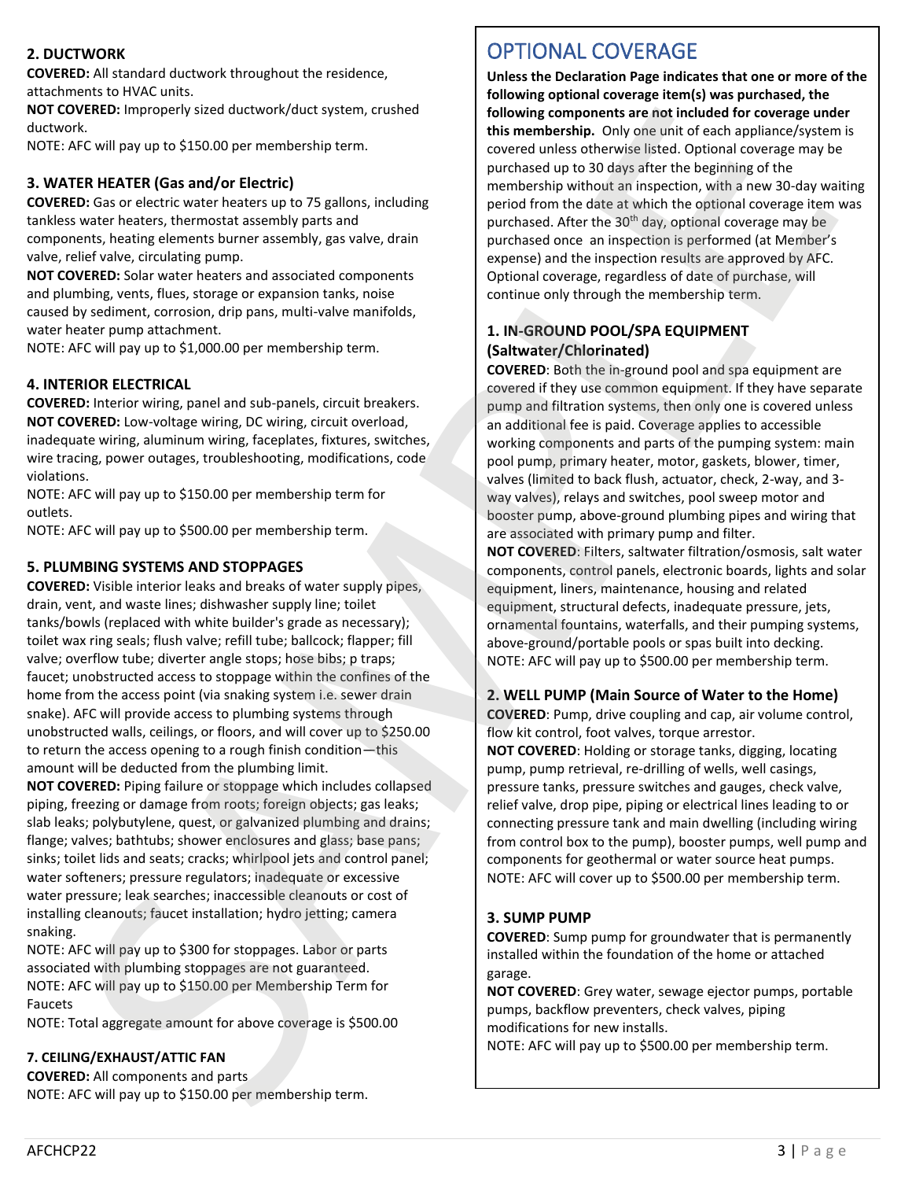### 2. DUCTWORK

**COVERED:** All standard ductwork throughout the residence, attachments to HVAC units.

**NOT COVERED:** Improperly sized ductwork/duct system, crushed ductwork.

NOTE: AFC will pay up to $150.00 per membership term.

### 3. WATER HEATER (Gas and/or Electric)

**COVERED:** Gas or electric water heaters up to 75 gallons, including tankless water heaters, thermostat assembly parts and components, heating elements burner assembly, gas valve, drain valve, relief valve, circulating pump.

**NOT COVERED:** Solar water heaters and associated components and plumbing, vents, flues, storage or expansion tanks, noise caused by sediment, corrosion, drip pans, multi-valve manifolds, water heater pump attachment.

NOTE: AFC will pay up to $1,000.00 per membership term.

### 4. INTERIOR ELECTRICAL

**COVERED:** Interior wiring, panel and sub-panels, circuit breakers.

**NOT COVERED:** Low-voltage wiring, DC wiring, circuit overload, inadequate wiring, aluminum wiring, faceplates, fixtures, switches, wire tracing, power outages, troubleshooting, modifications, code violations.

NOTE: AFC will pay up to $150.00 per membership term for outlets.

NOTE: AFC will pay up to $500.00 per membership term.

### 5. PLUMBING SYSTEMS AND STOPPAGES

**COVERED:** Visible interior leaks and breaks of water supply pipes, drain, vent, and waste lines; dishwasher supply line; toilet tanks/bowls (replaced with white builder's grade as necessary); toilet wax ring seals; flush valve; refill tube; ballcock; flapper; fill valve; overflow tube; diverter angle stops; hose bibs; p traps; faucet; unobstructed access to stoppage within the confines of the home from the access point (via snaking system i.e. sewer drain snake). AFC will provide access to plumbing systems through unobstructed walls, ceilings, or floors, and will cover up to $250.00 to return the access opening to a rough finish condition—this amount will be deducted from the plumbing limit.

**NOT COVERED:** Piping failure or stoppage which includes collapsed piping, freezing or damage from roots; foreign objects; gas leaks; slab leaks; polybutylene, quest, or galvanized plumbing and drains; flange; valves; bathtubs; shower enclosures and glass; base pans; sinks; toilet lids and seats; cracks; whirlpool jets and control panel; water softeners; pressure regulators; inadequate or excessive water pressure; leak searches; inaccessible cleanouts or cost of installing cleanouts; faucet installation; hydro jetting; camera snaking.

NOTE: AFC will pay up to $300 for stoppages. Labor or parts associated with plumbing stoppages are not guaranteed.

NOTE: AFC will pay up to $150.00 per Membership Term for Faucets

NOTE: Total aggregate amount for above coverage is $500.00

### 7. CEILING/EXHAUST/ATTIC FAN

**COVERED:** All components and parts

NOTE: AFC will pay up to $150.00 per membership term.

## OPTIONAL COVERAGE

**Unless the Declaration Page indicates that one or more of the following optional coverage item(s) was purchased, the following components are not included for coverage under this membership.** Only one unit of each appliance/system is covered unless otherwise listed. Optional coverage may be purchased up to 30 days after the beginning of the membership without an inspection, with a new 30-day waiting period from the date at which the optional coverage item was purchased. After the 30th day, optional coverage may be purchased once an inspection is performed (at Member's expense) and the inspection results are approved by AFC. Optional coverage, regardless of date of purchase, will continue only through the membership term.

### 1. IN-GROUND POOL/SPA EQUIPMENT (Saltwater/Chlorinated)

**COVERED**: Both the in-ground pool and spa equipment are covered if they use common equipment. If they have separate pump and filtration systems, then only one is covered unless an additional fee is paid. Coverage applies to accessible working components and parts of the pumping system: main pool pump, primary heater, motor, gaskets, blower, timer, valves (limited to back flush, actuator, check, 2-way, and 3-way valves), relays and switches, pool sweep motor and booster pump, above-ground plumbing pipes and wiring that are associated with primary pump and filter.

**NOT COVERED**: Filters, saltwater filtration/osmosis, salt water components, control panels, electronic boards, lights and solar equipment, liners, maintenance, housing and related equipment, structural defects, inadequate pressure, jets, ornamental fountains, waterfalls, and their pumping systems, above-ground/portable pools or spas built into decking.

NOTE: AFC will pay up to $500.00 per membership term.

### 2. WELL PUMP (Main Source of Water to the Home)

**COVERED**: Pump, drive coupling and cap, air volume control, flow kit control, foot valves, torque arrestor.

**NOT COVERED**: Holding or storage tanks, digging, locating pump, pump retrieval, re-drilling of wells, well casings, pressure tanks, pressure switches and gauges, check valve, relief valve, drop pipe, piping or electrical lines leading to or connecting pressure tank and main dwelling (including wiring from control box to the pump), booster pumps, well pump and components for geothermal or water source heat pumps.

NOTE: AFC will cover up to $500.00 per membership term.

### 3. SUMP PUMP

**COVERED**: Sump pump for groundwater that is permanently installed within the foundation of the home or attached garage.

**NOT COVERED**: Grey water, sewage ejector pumps, portable pumps, backflow preventers, check valves, piping modifications for new installs.

NOTE: AFC will pay up to $500.00 per membership term.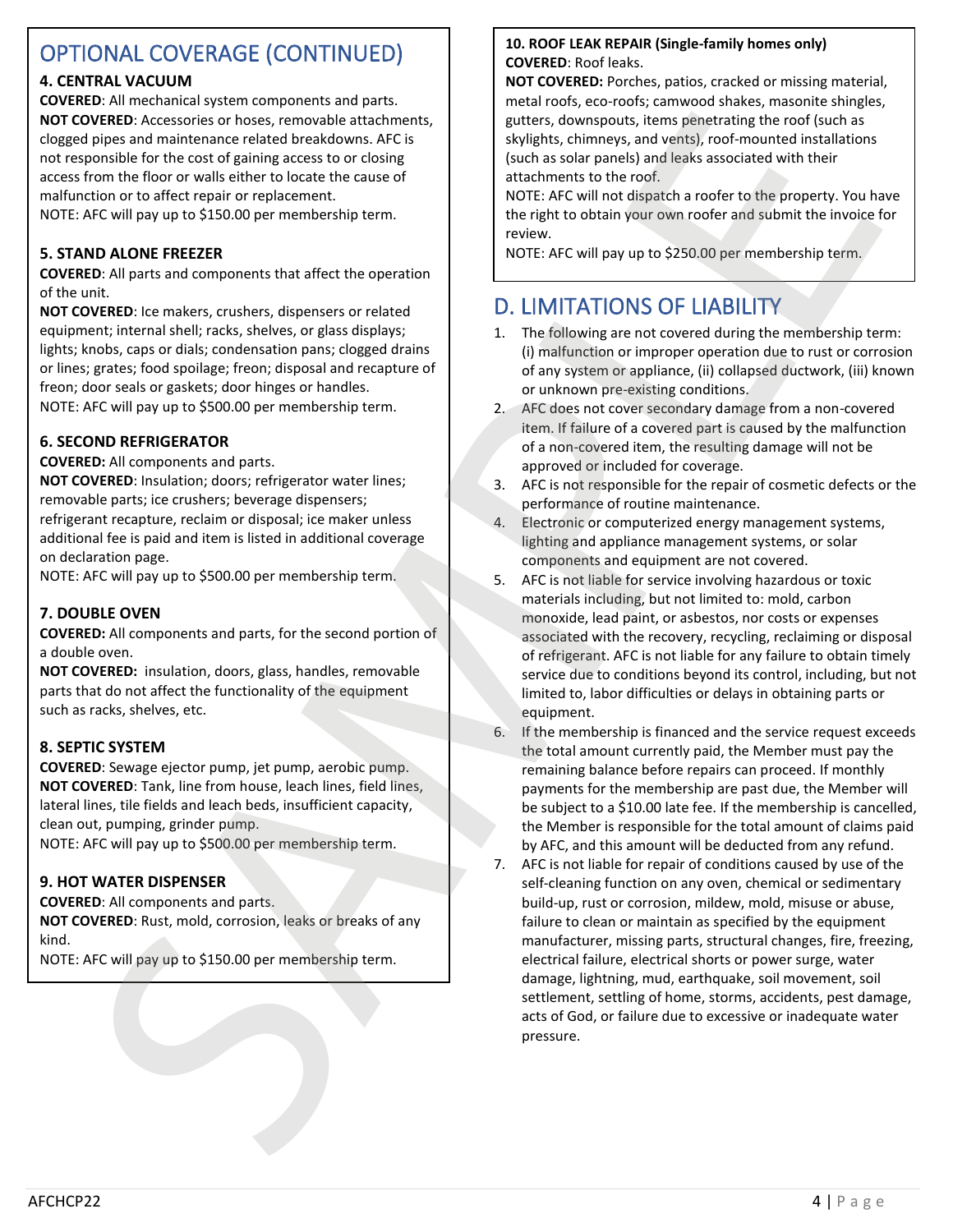## OPTIONAL COVERAGE (CONTINUED)

### 4. CENTRAL VACUUM

**COVERED**: All mechanical system components and parts.

**NOT COVERED**: Accessories or hoses, removable attachments, clogged pipes and maintenance related breakdowns. AFC is not responsible for the cost of gaining access to or closing access from the floor or walls either to locate the cause of malfunction or to affect repair or replacement.

NOTE: AFC will pay up to $150.00 per membership term.

### 5. STAND ALONE FREEZER

**COVERED**: All parts and components that affect the operation of the unit.

**NOT COVERED**: Ice makers, crushers, dispensers or related equipment; internal shell; racks, shelves, or glass displays; lights; knobs, caps or dials; condensation pans; clogged drains or lines; grates; food spoilage; freon; disposal and recapture of freon; door seals or gaskets; door hinges or handles.

NOTE: AFC will pay up to $500.00 per membership term.

### 6. SECOND REFRIGERATOR

**COVERED:** All components and parts.

**NOT COVERED**: Insulation; doors; refrigerator water lines; removable parts; ice crushers; beverage dispensers; refrigerant recapture, reclaim or disposal; ice maker unless additional fee is paid and item is listed in additional coverage on declaration page.

NOTE: AFC will pay up to $500.00 per membership term.

### 7. DOUBLE OVEN

**COVERED:** All components and parts, for the second portion of a double oven.

**NOT COVERED:** insulation, doors, glass, handles, removable parts that do not affect the functionality of the equipment such as racks, shelves, etc.

### 8. SEPTIC SYSTEM

**COVERED**: Sewage ejector pump, jet pump, aerobic pump.

**NOT COVERED**: Tank, line from house, leach lines, field lines, lateral lines, tile fields and leach beds, insufficient capacity, clean out, pumping, grinder pump.

NOTE: AFC will pay up to $500.00 per membership term.

### 9. HOT WATER DISPENSER

**COVERED**: All components and parts.

**NOT COVERED**: Rust, mold, corrosion, leaks or breaks of any kind.

NOTE: AFC will pay up to $150.00 per membership term.

### 10. ROOF LEAK REPAIR (Single-family homes only)

**COVERED**: Roof leaks.

**NOT COVERED:** Porches, patios, cracked or missing material, metal roofs, eco-roofs; camwood shakes, masonite shingles, gutters, downspouts, items penetrating the roof (such as skylights, chimneys, and vents), roof-mounted installations (such as solar panels) and leaks associated with their attachments to the roof.

NOTE: AFC will not dispatch a roofer to the property. You have the right to obtain your own roofer and submit the invoice for review.

NOTE: AFC will pay up to $250.00 per membership term.

## D. LIMITATIONS OF LIABILITY

1. The following are not covered during the membership term: (i) malfunction or improper operation due to rust or corrosion of any system or appliance, (ii) collapsed ductwork, (iii) known or unknown pre-existing conditions.
2. AFC does not cover secondary damage from a non-covered item. If failure of a covered part is caused by the malfunction of a non-covered item, the resulting damage will not be approved or included for coverage.
3. AFC is not responsible for the repair of cosmetic defects or the performance of routine maintenance.
4. Electronic or computerized energy management systems, lighting and appliance management systems, or solar components and equipment are not covered.
5. AFC is not liable for service involving hazardous or toxic materials including, but not limited to: mold, carbon monoxide, lead paint, or asbestos, nor costs or expenses associated with the recovery, recycling, reclaiming or disposal of refrigerant. AFC is not liable for any failure to obtain timely service due to conditions beyond its control, including, but not limited to, labor difficulties or delays in obtaining parts or equipment.
6. If the membership is financed and the service request exceeds the total amount currently paid, the Member must pay the remaining balance before repairs can proceed. If monthly payments for the membership are past due, the Member will be subject to a $10.00 late fee. If the membership is cancelled, the Member is responsible for the total amount of claims paid by AFC, and this amount will be deducted from any refund.
7. AFC is not liable for repair of conditions caused by use of the self-cleaning function on any oven, chemical or sedimentary build-up, rust or corrosion, mildew, mold, misuse or abuse, failure to clean or maintain as specified by the equipment manufacturer, missing parts, structural changes, fire, freezing, electrical failure, electrical shorts or power surge, water damage, lightning, mud, earthquake, soil movement, soil settlement, settling of home, storms, accidents, pest damage, acts of God, or failure due to excessive or inadequate water pressure.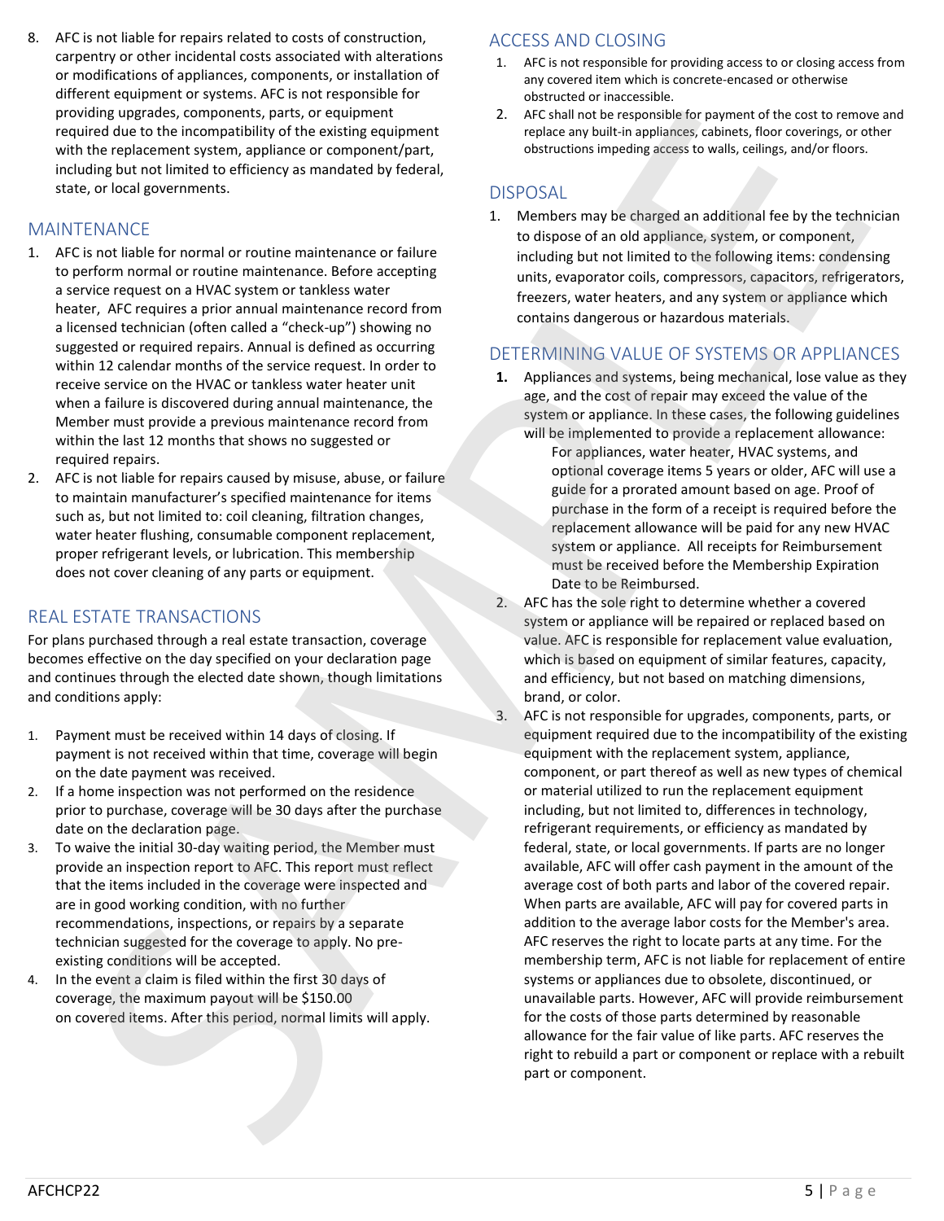8. AFC is not liable for repairs related to costs of construction, carpentry or other incidental costs associated with alterations or modifications of appliances, components, or installation of different equipment or systems. AFC is not responsible for providing upgrades, components, parts, or equipment required due to the incompatibility of the existing equipment with the replacement system, appliance or component/part, including but not limited to efficiency as mandated by federal, state, or local governments.

## MAINTENANCE

1. AFC is not liable for normal or routine maintenance or failure to perform normal or routine maintenance. Before accepting a service request on a HVAC system or tankless water heater, AFC requires a prior annual maintenance record from a licensed technician (often called a “check-up”) showing no suggested or required repairs. Annual is defined as occurring within 12 calendar months of the service request. In order to receive service on the HVAC or tankless water heater unit when a failure is discovered during annual maintenance, the Member must provide a previous maintenance record from within the last 12 months that shows no suggested or required repairs.
2. AFC is not liable for repairs caused by misuse, abuse, or failure to maintain manufacturer’s specified maintenance for items such as, but not limited to: coil cleaning, filtration changes, water heater flushing, consumable component replacement, proper refrigerant levels, or lubrication. This membership does not cover cleaning of any parts or equipment.

## REAL ESTATE TRANSACTIONS

For plans purchased through a real estate transaction, coverage becomes effective on the day specified on your declaration page and continues through the elected date shown, though limitations and conditions apply:

1. Payment must be received within 14 days of closing. If payment is not received within that time, coverage will begin on the date payment was received.
2. If a home inspection was not performed on the residence prior to purchase, coverage will be 30 days after the purchase date on the declaration page.
3. To waive the initial 30-day waiting period, the Member must provide an inspection report to AFC. This report must reflect that the items included in the coverage were inspected and are in good working condition, with no further recommendations, inspections, or repairs by a separate technician suggested for the coverage to apply. No pre-existing conditions will be accepted.
4. In the event a claim is filed within the first 30 days of coverage, the maximum payout will be $150.00 on covered items. After this period, normal limits will apply.

## ACCESS AND CLOSING

1. AFC is not responsible for providing access to or closing access from any covered item which is concrete-encased or otherwise obstructed or inaccessible.
2. AFC shall not be responsible for payment of the cost to remove and replace any built-in appliances, cabinets, floor coverings, or other obstructions impeding access to walls, ceilings, and/or floors.

## DISPOSAL

1. Members may be charged an additional fee by the technician to dispose of an old appliance, system, or component, including but not limited to the following items: condensing units, evaporator coils, compressors, capacitors, refrigerators, freezers, water heaters, and any system or appliance which contains dangerous or hazardous materials.

## DETERMINING VALUE OF SYSTEMS OR APPLIANCES

1. Appliances and systems, being mechanical, lose value as they age, and the cost of repair may exceed the value of the system or appliance. In these cases, the following guidelines will be implemented to provide a replacement allowance:
   For appliances, water heater, HVAC systems, and optional coverage items 5 years or older, AFC will use a guide for a prorated amount based on age. Proof of purchase in the form of a receipt is required before the replacement allowance will be paid for any new HVAC system or appliance. All receipts for Reimbursement must be received before the Membership Expiration Date to be Reimbursed.
2. AFC has the sole right to determine whether a covered system or appliance will be repaired or replaced based on value. AFC is responsible for replacement value evaluation, which is based on equipment of similar features, capacity, and efficiency, but not based on matching dimensions, brand, or color.
3. AFC is not responsible for upgrades, components, parts, or equipment required due to the incompatibility of the existing equipment with the replacement system, appliance, component, or part thereof as well as new types of chemical or material utilized to run the replacement equipment including, but not limited to, differences in technology, refrigerant requirements, or efficiency as mandated by federal, state, or local governments. If parts are no longer available, AFC will offer cash payment in the amount of the average cost of both parts and labor of the covered repair. When parts are available, AFC will pay for covered parts in addition to the average labor costs for the Member's area. AFC reserves the right to locate parts at any time. For the membership term, AFC is not liable for replacement of entire systems or appliances due to obsolete, discontinued, or unavailable parts. However, AFC will provide reimbursement for the costs of those parts determined by reasonable allowance for the fair value of like parts. AFC reserves the right to rebuild a part or component or replace with a rebuilt part or component.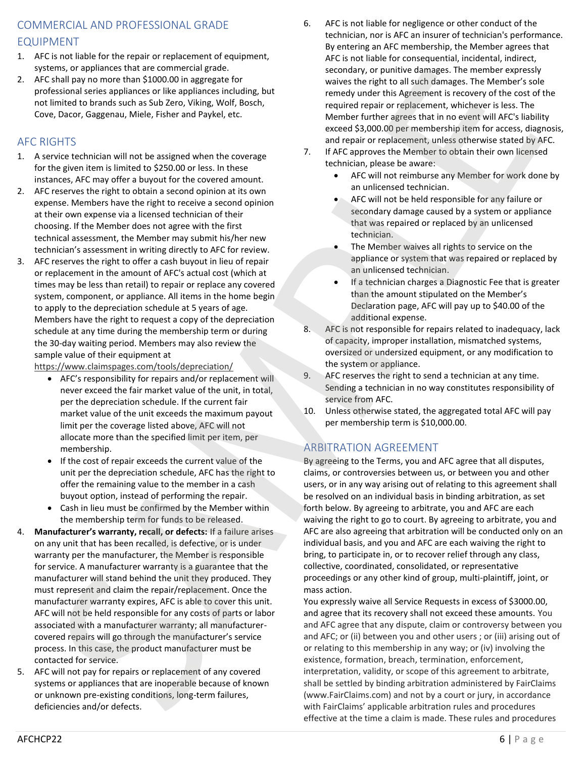## COMMERCIAL AND PROFESSIONAL GRADE EQUIPMENT

1. AFC is not liable for the repair or replacement of equipment, systems, or appliances that are commercial grade.
2. AFC shall pay no more than $1000.00 in aggregate for professional series appliances or like appliances including, but not limited to brands such as Sub Zero, Viking, Wolf, Bosch, Cove, Dacor, Gaggenau, Miele, Fisher and Paykel, etc.

## AFC RIGHTS

1. A service technician will not be assigned when the coverage for the given item is limited to $250.00 or less. In these instances, AFC may offer a buyout for the covered amount.
2. AFC reserves the right to obtain a second opinion at its own expense. Members have the right to receive a second opinion at their own expense via a licensed technician of their choosing. If the Member does not agree with the first technical assessment, the Member may submit his/her new technician's assessment in writing directly to AFC for review.
3. AFC reserves the right to offer a cash buyout in lieu of repair or replacement in the amount of AFC's actual cost (which at times may be less than retail) to repair or replace any covered system, component, or appliance. All items in the home begin to apply to the depreciation schedule at 5 years of age. Members have the right to request a copy of the depreciation schedule at any time during the membership term or during the 30-day waiting period. Members may also review the sample value of their equipment at https://www.claimspages.com/tools/depreciation/
   - AFC's responsibility for repairs and/or replacement will never exceed the fair market value of the unit, in total, per the depreciation schedule. If the current fair market value of the unit exceeds the maximum payout limit per the coverage listed above, AFC will not allocate more than the specified limit per item, per membership.
   - If the cost of repair exceeds the current value of the unit per the depreciation schedule, AFC has the right to offer the remaining value to the member in a cash buyout option, instead of performing the repair.
   - Cash in lieu must be confirmed by the Member within the membership term for funds to be released.
4. **Manufacturer's warranty, recall, or defects:** If a failure arises on any unit that has been recalled, is defective, or is under warranty per the manufacturer, the Member is responsible for service. A manufacturer warranty is a guarantee that the manufacturer will stand behind the unit they produced. They must represent and claim the repair/replacement. Once the manufacturer warranty expires, AFC is able to cover this unit. AFC will not be held responsible for any costs of parts or labor associated with a manufacturer warranty; all manufacturer-covered repairs will go through the manufacturer's service process. In this case, the product manufacturer must be contacted for service.
5. AFC will not pay for repairs or replacement of any covered systems or appliances that are inoperable because of known or unknown pre-existing conditions, long-term failures, deficiencies and/or defects.
6. AFC is not liable for negligence or other conduct of the technician, nor is AFC an insurer of technician's performance. By entering an AFC membership, the Member agrees that AFC is not liable for consequential, incidental, indirect, secondary, or punitive damages. The member expressly waives the right to all such damages. The Member's sole remedy under this Agreement is recovery of the cost of the required repair or replacement, whichever is less. The Member further agrees that in no event will AFC's liability exceed $3,000.00 per membership item for access, diagnosis, and repair or replacement, unless otherwise stated by AFC.
7. If AFC approves the Member to obtain their own licensed technician, please be aware:
   - AFC will not reimburse any Member for work done by an unlicensed technician.
   - AFC will not be held responsible for any failure or secondary damage caused by a system or appliance that was repaired or replaced by an unlicensed technician.
   - The Member waives all rights to service on the appliance or system that was repaired or replaced by an unlicensed technician.
   - If a technician charges a Diagnostic Fee that is greater than the amount stipulated on the Member's Declaration page, AFC will pay up to $40.00 of the additional expense.
8. AFC is not responsible for repairs related to inadequacy, lack of capacity, improper installation, mismatched systems, oversized or undersized equipment, or any modification to the system or appliance.
9. AFC reserves the right to send a technician at any time. Sending a technician in no way constitutes responsibility of service from AFC.
10. Unless otherwise stated, the aggregated total AFC will pay per membership term is $10,000.00.

## ARBITRATION AGREEMENT

By agreeing to the Terms, you and AFC agree that all disputes, claims, or controversies between us, or between you and other users, or in any way arising out of relating to this agreement shall be resolved on an individual basis in binding arbitration, as set forth below. By agreeing to arbitrate, you and AFC are each waiving the right to go to court. By agreeing to arbitrate, you and AFC are also agreeing that arbitration will be conducted only on an individual basis, and you and AFC are each waiving the right to bring, to participate in, or to recover relief through any class, collective, coordinated, consolidated, or representative proceedings or any other kind of group, multi-plaintiff, joint, or mass action.

You expressly waive all Service Requests in excess of $3000.00, and agree that its recovery shall not exceed these amounts. You and AFC agree that any dispute, claim or controversy between you and AFC; or (ii) between you and other users ; or (iii) arising out of or relating to this membership in any way; or (iv) involving the existence, formation, breach, termination, enforcement, interpretation, validity, or scope of this agreement to arbitrate, shall be settled by binding arbitration administered by FairClaims (www.FairClaims.com) and not by a court or jury, in accordance with FairClaims' applicable arbitration rules and procedures effective at the time a claim is made. These rules and procedures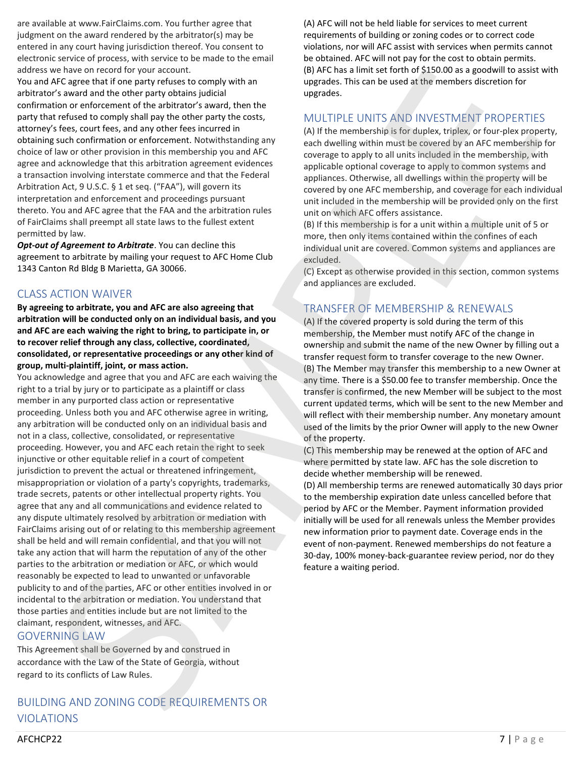are available at www.FairClaims.com. You further agree that judgment on the award rendered by the arbitrator(s) may be entered in any court having jurisdiction thereof. You consent to electronic service of process, with service to be made to the email address we have on record for your account.

You and AFC agree that if one party refuses to comply with an arbitrator's award and the other party obtains judicial confirmation or enforcement of the arbitrator's award, then the party that refused to comply shall pay the costs, attorney's fees, court fees, and any other fees incurred in obtaining such confirmation or enforcement. Notwithstanding any choice of law or other provision in this membership you and AFC agree and acknowledge that this arbitration agreement evidences a transaction involving interstate commerce and that the Federal Arbitration Act, 9 U.S.C. § 1 et seq. ("FAA"), will govern its interpretation and enforcement and proceedings pursuant thereto. You and AFC agree that the FAA and the arbitration rules of FairClaims shall preempt all state laws to the fullest extent permitted by law.

***Opt-out of Agreement to Arbitrate***. You can decline this agreement to arbitrate by mailing your request to AFC Home Club 1343 Canton Rd Bldg B Marietta, GA 30066.

## CLASS ACTION WAIVER

**By agreeing to arbitrate, you and AFC are also agreeing that arbitration will be conducted only on an individual basis, and you and AFC are each waiving the right to bring, to participate in, or to recover relief through any class, collective, coordinated, consolidated, or representative proceedings or any other kind of group, multi-plaintiff, joint, or mass action.**

You acknowledge and agree that you and AFC are each waiving the right to a trial by jury or to participate as a plaintiff or class member in any purported class action or representative proceeding. Unless both you and AFC otherwise agree in writing, any arbitration will be conducted only on an individual basis and not in a class, collective, consolidated, or representative proceeding. However, you and AFC each retain the right to seek injunctive or other equitable relief in a court of competent jurisdiction to prevent the actual or threatened infringement, misappropriation or violation of a party's copyrights, trademarks, trade secrets, patents or other intellectual property rights. You agree that any and all communications and evidence related to any dispute ultimately resolved by arbitration or mediation with FairClaims arising out of or relating to this membership agreement shall be held and will remain confidential, and that you will not take any action that will harm the reputation of any of the other parties to the arbitration or mediation or AFC, or which would reasonably be expected to lead to unwanted or unfavorable publicity to and of the parties, AFC or other entities involved in or incidental to the arbitration or mediation. You understand that those parties and entities include but are not limited to the claimant, respondent, witnesses, and AFC.

## GOVERNING LAW

This Agreement shall be Governed by and construed in accordance with the Law of the State of Georgia, without regard to its conflicts of Law Rules.

## BUILDING AND ZONING CODE REQUIREMENTS OR VIOLATIONS

(A) AFC will not be held liable for services to meet current requirements of building or zoning codes or to correct code violations, nor will AFC assist with services when permits cannot be obtained. AFC will not pay for the cost to obtain permits.
(B) AFC has a limit set forth of $150.00 as a goodwill to assist with upgrades. This can be used at the members discretion for upgrades.

## MULTIPLE UNITS AND INVESTMENT PROPERTIES

(A) If the membership is for duplex, triplex, or four-plex property, each dwelling within must be covered by an AFC membership for coverage to apply to all units included in the membership, with applicable optional coverage to apply to common systems and appliances. Otherwise, all dwellings within the property will be covered by one AFC membership, and coverage for each individual unit included in the membership will be provided only on the first unit on which AFC offers assistance.
(B) If this membership is for a unit within a multiple unit of 5 or more, then only items contained within the confines of each individual unit are covered. Common systems and appliances are excluded.
(C) Except as otherwise provided in this section, common systems and appliances are excluded.

## TRANSFER OF MEMBERSHIP & RENEWALS

(A) If the covered property is sold during the term of this membership, the Member must notify AFC of the change in ownership and submit the name of the new Owner by filling out a transfer request form to transfer coverage to the new Owner.
(B) The Member may transfer this membership to a new Owner at any time. There is a $50.00 fee to transfer membership. Once the transfer is confirmed, the new Member will be subject to the most current updated terms, which will be sent to the new Member and will reflect with their membership number. Any monetary amount used of the limits by the prior Owner will apply to the new Owner of the property.
(C) This membership may be renewed at the option of AFC and where permitted by state law. AFC has the sole discretion to decide whether membership will be renewed.
(D) All membership terms are renewed automatically 30 days prior to the membership expiration date unless cancelled before that period by AFC or the Member. Payment information provided initially will be used for all renewals unless the Member provides new information prior to payment date. Coverage ends in the event of non-payment. Renewed memberships do not feature a 30-day, 100% money-back-guarantee review period, nor do they feature a waiting period.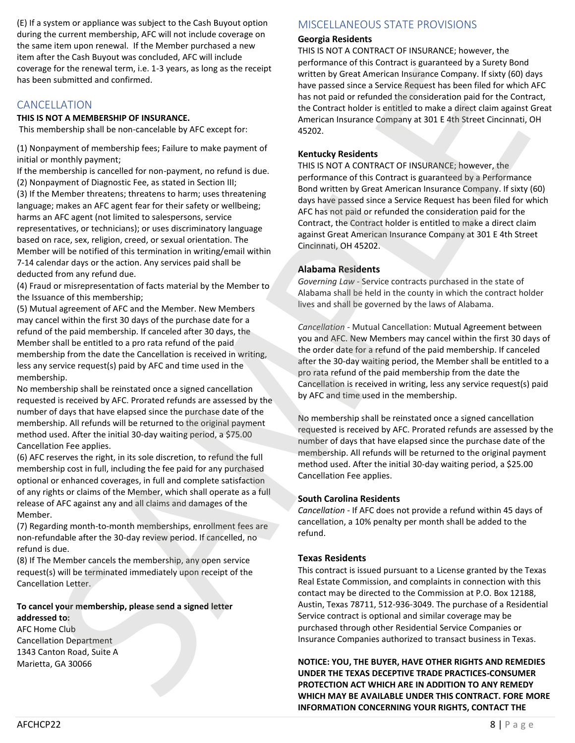(E) If a system or appliance was subject to the Cash Buyout option during the current membership, AFC will not include coverage on the same item upon renewal. If the Member purchased a new item after the Cash Buyout was concluded, AFC will include coverage for the renewal term, i.e. 1-3 years, as long as the receipt has been submitted and confirmed.

## CANCELLATION

**THIS IS NOT A MEMBERSHIP OF INSURANCE.**

This membership shall be non-cancelable by AFC except for:

(1) Nonpayment of membership fees; Failure to make payment of initial or monthly payment;
If the membership is cancelled for non-payment, no refund is due.
(2) Nonpayment of Diagnostic Fee, as stated in Section III;
(3) If the Member threatens; threatens to harm; uses threatening language; makes an AFC agent fear for their safety or wellbeing; harms an AFC agent (not limited to salespersons, service representatives, or technicians); or uses discriminatory language based on race, sex, religion, creed, or sexual orientation. The Member will be notified of this termination in writing/email within 7-14 calendar days or the action. Any services paid shall be deducted from any refund due.
(4) Fraud or misrepresentation of facts material by the Member to the Issuance of this membership;
(5) Mutual agreement of AFC and the Member. New Members may cancel within the first 30 days of the purchase date for a refund of the paid membership. If canceled after 30 days, the Member shall be entitled to a pro rata refund of the paid membership from the date the Cancellation is received in writing, less any service request(s) paid by AFC and time used in the membership.
No membership shall be reinstated once a signed cancellation requested is received by AFC. Prorated refunds are assessed by the number of days that have elapsed since the purchase date of the membership. All refunds will be returned to the original payment method used. After the initial 30-day waiting period, a $75.00 Cancellation Fee applies.
(6) AFC reserves the right, in its sole discretion, to refund the full membership cost in full, including the fee paid for any purchased optional or enhanced coverages, in full and complete satisfaction of any rights or claims of the Member, which shall operate as a full release of AFC against any and all claims and damages of the Member.
(7) Regarding month-to-month memberships, enrollment fees are non-refundable after the 30-day review period. If cancelled, no refund is due.
(8) If The Member cancels the membership, any open service request(s) will be terminated immediately upon receipt of the Cancellation Letter.

**To cancel your membership, please send a signed letter addressed to:**
AFC Home Club
Cancellation Department
1343 Canton Road, Suite A
Marietta, GA 30066

## MISCELLANEOUS STATE PROVISIONS

**Georgia Residents**

THIS IS NOT A CONTRACT OF INSURANCE; however, the performance of this Contract is guaranteed by a Surety Bond written by Great American Insurance Company. If sixty (60) days have passed since a Service Request has been filed for which AFC has not paid or refunded the consideration paid for the Contract, the Contract holder is entitled to make a direct claim against Great American Insurance Company at 301 E 4th Street Cincinnati, OH 45202.

**Kentucky Residents**

THIS IS NOT A CONTRACT OF INSURANCE; however, the performance of this Contract is guaranteed by a Performance Bond written by Great American Insurance Company. If sixty (60) days have passed since a Service Request has been filed for which AFC has not paid or refunded the consideration paid for the Contract, the Contract holder is entitled to make a direct claim against Great American Insurance Company at 301 E 4th Street Cincinnati, OH 45202.

**Alabama Residents**

*Governing Law* - Service contracts purchased in the state of Alabama shall be held in the county in which the contract holder lives and shall be governed by the laws of Alabama.

*Cancellation* - Mutual Cancellation: Mutual Agreement between you and AFC. New Members may cancel within the first 30 days of the order date for a refund of the paid membership. If canceled after the 30-day waiting period, the Member shall be entitled to a pro rata refund of the paid membership from the date the Cancellation is received in writing, less any service request(s) paid by AFC and time used in the membership.

No membership shall be reinstated once a signed cancellation requested is received by AFC. Prorated refunds are assessed by the number of days that have elapsed since the purchase date of the membership. All refunds will be returned to the original payment method used. After the initial 30-day waiting period, a $25.00 Cancellation Fee applies.

**South Carolina Residents**

*Cancellation* - If AFC does not provide a refund within 45 days of cancellation, a 10% penalty per month shall be added to the refund.

**Texas Residents**

This contract is issued pursuant to a License granted by the Texas Real Estate Commission, and complaints in connection with this contact may be directed to the Commission at P.O. Box 12188, Austin, Texas 78711, 512-936-3049. The purchase of a Residential Service contract is optional and similar coverage may be purchased through other Residential Service Companies or Insurance Companies authorized to transact business in Texas.

**NOTICE: YOU, THE BUYER, HAVE OTHER RIGHTS AND REMEDIES UNDER THE TEXAS DECEPTIVE TRADE PRACTICES-CONSUMER PROTECTION ACT WHICH ARE IN ADDITION TO ANY REMEDY WHICH MAY BE AVAILABLE UNDER THIS CONTRACT. FORE MORE INFORMATION CONCERNING YOUR RIGHTS, CONTACT THE**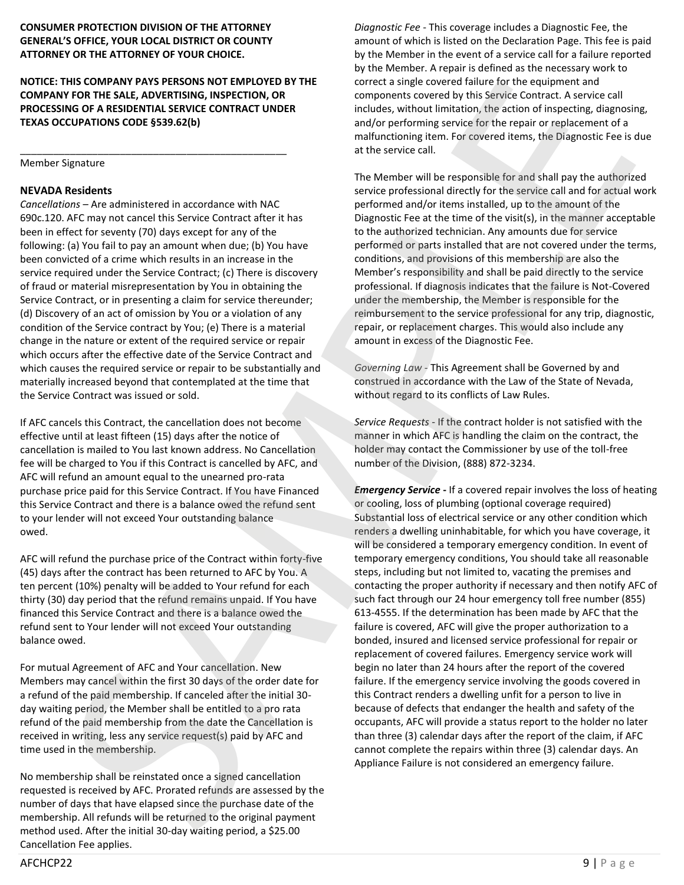**CONSUMER PROTECTION DIVISION OF THE ATTORNEY GENERAL'S OFFICE, YOUR LOCAL DISTRICT OR COUNTY ATTORNEY OR THE ATTORNEY OF YOUR CHOICE.**

**NOTICE: THIS COMPANY PAYS PERSONS NOT EMPLOYED BY THE COMPANY FOR THE SALE, ADVERTISING, INSPECTION, OR PROCESSING OF A RESIDENTIAL SERVICE CONTRACT UNDER TEXAS OCCUPATIONS CODE §539.62(b)**

\_\_\_\_\_\_\_\_\_\_\_\_\_\_\_\_\_\_\_\_\_\_\_\_\_\_\_\_\_\_\_\_\_\_\_\_\_\_\_\_\_\_\_\_\_\_\_\_

Member Signature

### NEVADA Residents

*Cancellations* – Are administered in accordance with NAC 690c.120. AFC may not cancel this Service Contract after it has been in effect for seventy (70) days except for any of the following: (a) You fail to pay an amount when due; (b) You have been convicted of a crime which results in an increase in the service required under the Service Contract; (c) There is discovery of fraud or material misrepresentation by You in obtaining the Service Contract, or in presenting a claim for service thereunder; (d) Discovery of an act of omission by You or a violation of any condition of the Service contract by You; (e) There is a material change in the nature or extent of the required service or repair which occurs after the effective date of the Service Contract and which causes the required service or repair to be substantially and materially increased beyond that contemplated at the time that the Service Contract was issued or sold.

If AFC cancels this Contract, the cancellation does not become effective until at least fifteen (15) days after the notice of cancellation is mailed to You last known address. No Cancellation fee will be charged to You if this Contract is cancelled by AFC, and AFC will refund an amount equal to the unearned pro-rata purchase price paid for this Service Contract. If You have Financed this Service Contract and there is a balance owed the refund sent to your lender will not exceed Your outstanding balance owed.

AFC will refund the purchase price of the Contract within forty-five (45) days after the contract has been returned to AFC by You. A ten percent (10%) penalty will be added to Your refund for each thirty (30) day period that the refund remains unpaid. If You have financed this Service Contract and there is a balance owed the refund sent to Your lender will not exceed Your outstanding balance owed.

For mutual Agreement of AFC and Your cancellation. New Members may cancel within the first 30 days of the order date for a refund of the paid membership. If canceled after the initial 30-day waiting period, the Member shall be entitled to a pro rata refund of the paid membership from the date the Cancellation is received in writing, less any service request(s) paid by AFC and time used in the membership.

No membership shall be reinstated once a signed cancellation requested is received by AFC. Prorated refunds are assessed by the number of days that have elapsed since the purchase date of the membership. All refunds will be returned to the original payment method used. After the initial 30-day waiting period, a $25.00 Cancellation Fee applies.

*Diagnostic Fee* - This coverage includes a Diagnostic Fee, the amount of which is listed on the Declaration Page. This fee is paid by the Member in the event of a service call for a failure reported by the Member. A repair is defined as the necessary work to correct a single covered failure for the equipment and components covered by this Service Contract. A service call includes, without limitation, the action of inspecting, diagnosing, and/or performing service for the repair or replacement of a malfunctioning item. For covered items, the Diagnostic Fee is due at the service call.

The Member will be responsible for and shall pay the authorized service professional directly for the service call and for actual work performed and/or items installed, up to the amount of the Diagnostic Fee at the time of the visit(s), in the manner acceptable to the authorized technician. Any amounts due for service performed or parts installed that are not covered under the terms, conditions, and provisions of this membership are also the Member's responsibility and shall be paid directly to the service professional. If diagnosis indicates that the failure is Not-Covered under the membership, the Member is responsible for the reimbursement to the service professional for any trip, diagnostic, repair, or replacement charges. This would also include any amount in excess of the Diagnostic Fee.

*Governing Law* - This Agreement shall be Governed by and construed in accordance with the Law of the State of Nevada, without regard to its conflicts of Law Rules.

*Service Requests* - If the contract holder is not satisfied with the manner in which AFC is handling the claim on the contract, the holder may contact the Commissioner by use of the toll-free number of the Division, (888) 872-3234.

***Emergency Service -*** If a covered repair involves the loss of heating or cooling, loss of plumbing (optional coverage required) Substantial loss of electrical service or any other condition which renders a dwelling uninhabitable, for which you have coverage, it will be considered a temporary emergency condition. In event of temporary emergency conditions, You should take all reasonable steps, including but not limited to, vacating the premises and contacting the proper authority if necessary and then notify AFC of such fact through our 24 hour emergency toll free number (855) 613-4555. If the determination has been made by AFC that the failure is covered, AFC will give the proper authorization to a bonded, insured and licensed service professional for repair or replacement of covered failures. Emergency service work will begin no later than 24 hours after the report of the covered failure. If the emergency service involving the goods covered in this Contract renders a dwelling unfit for a person to live in because of defects that endanger the health and safety of the occupants, AFC will provide a status report to the holder no later than three (3) calendar days after the report of the claim, if AFC cannot complete the repairs within three (3) calendar days. An Appliance Failure is not considered an emergency failure.